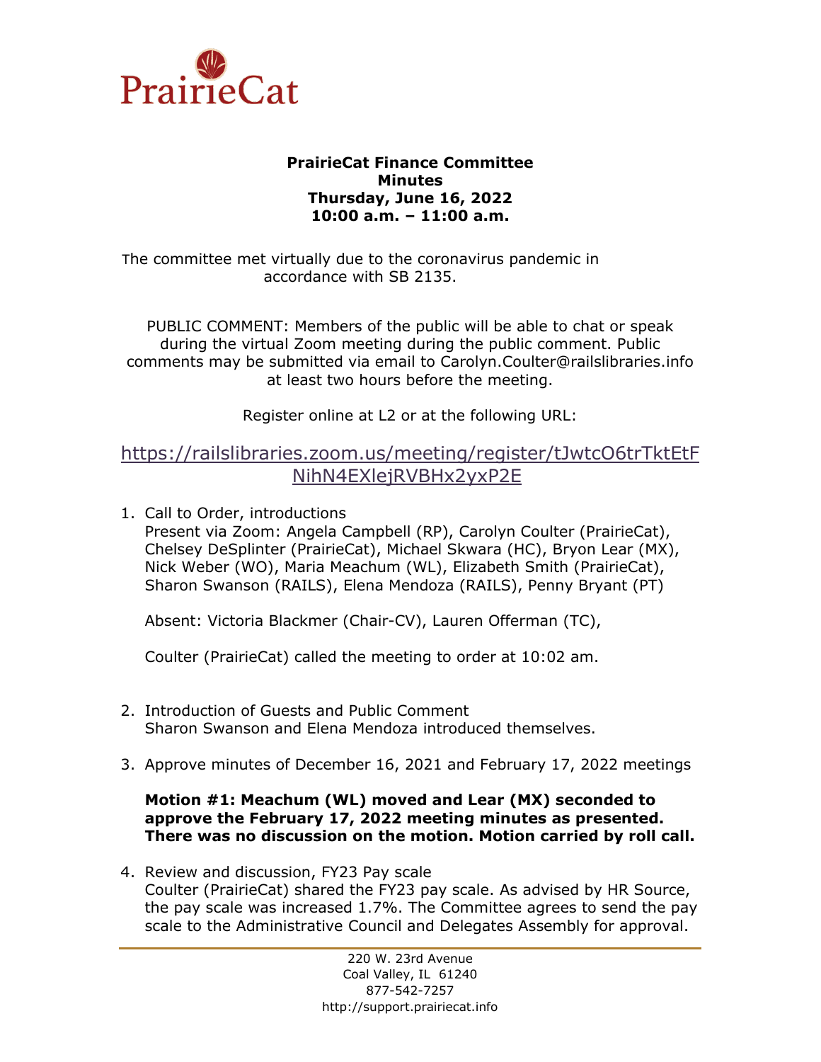PrairieCat

**PrairieCat Finance Committee**
**Minutes**
**Thursday, June 16, 2022**
**10:00 a.m. – 11:00 a.m.**

The committee met virtually due to the coronavirus pandemic in accordance with SB 2135.

PUBLIC COMMENT: Members of the public will be able to chat or speak during the virtual Zoom meeting during the public comment. Public comments may be submitted via email to Carolyn.Coulter@railslibraries.info at least two hours before the meeting.

Register online at L2 or at the following URL:

https://railslibraries.zoom.us/meeting/register/tJwtcO6trTktEtFNihN4EXlejRVBHx2yxP2E

1. Call to Order, introductions
   Present via Zoom: Angela Campbell (RP), Carolyn Coulter (PrairieCat), Chelsey DeSplinter (PrairieCat), Michael Skwara (HC), Bryon Lear (MX), Nick Weber (WO), Maria Meachum (WL), Elizabeth Smith (PrairieCat), Sharon Swanson (RAILS), Elena Mendoza (RAILS), Penny Bryant (PT)

   Absent: Victoria Blackmer (Chair-CV), Lauren Offerman (TC),

   Coulter (PrairieCat) called the meeting to order at 10:02 am.

2. Introduction of Guests and Public Comment
   Sharon Swanson and Elena Mendoza introduced themselves.

3. Approve minutes of December 16, 2021 and February 17, 2022 meetings

   **Motion #1: Meachum (WL) moved and Lear (MX) seconded to approve the February 17, 2022 meeting minutes as presented. There was no discussion on the motion. Motion carried by roll call.**

4. Review and discussion, FY23 Pay scale
   Coulter (PrairieCat) shared the FY23 pay scale. As advised by HR Source, the pay scale was increased 1.7%. The Committee agrees to send the pay scale to the Administrative Council and Delegates Assembly for approval.

220 W. 23rd Avenue
Coal Valley, IL 61240
877-542-7257
http://support.prairiecat.info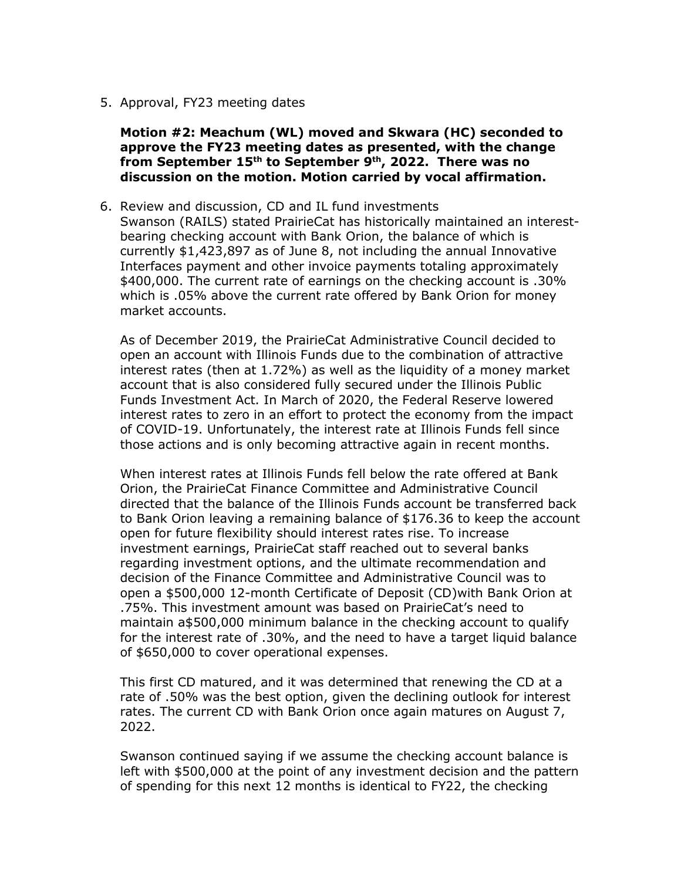5. Approval, FY23 meeting dates

   **Motion #2: Meachum (WL) moved and Skwara (HC) seconded to approve the FY23 meeting dates as presented, with the change from September 15th to September 9th, 2022. There was no discussion on the motion. Motion carried by vocal affirmation.**

6. Review and discussion, CD and IL fund investments
   Swanson (RAILS) stated PrairieCat has historically maintained an interest-bearing checking account with Bank Orion, the balance of which is currently $1,423,897 as of June 8, not including the annual Innovative Interfaces payment and other invoice payments totaling approximately $400,000. The current rate of earnings on the checking account is .30% which is .05% above the current rate offered by Bank Orion for money market accounts.

   As of December 2019, the PrairieCat Administrative Council decided to open an account with Illinois Funds due to the combination of attractive interest rates (then at 1.72%) as well as the liquidity of a money market account that is also considered fully secured under the Illinois Public Funds Investment Act. In March of 2020, the Federal Reserve lowered interest rates to zero in an effort to protect the economy from the impact of COVID-19. Unfortunately, the interest rate at Illinois Funds fell since those actions and is only becoming attractive again in recent months.

   When interest rates at Illinois Funds fell below the rate offered at Bank Orion, the PrairieCat Finance Committee and Administrative Council directed that the balance of the Illinois Funds account be transferred back to Bank Orion leaving a remaining balance of $176.36 to keep the account open for future flexibility should interest rates rise. To increase investment earnings, PrairieCat staff reached out to several banks regarding investment options, and the ultimate recommendation and decision of the Finance Committee and Administrative Council was to open a $500,000 12-month Certificate of Deposit (CD)with Bank Orion at .75%. This investment amount was based on PrairieCat's need to maintain a$500,000 minimum balance in the checking account to qualify for the interest rate of .30%, and the need to have a target liquid balance of $650,000 to cover operational expenses.

   This first CD matured, and it was determined that renewing the CD at a rate of .50% was the best option, given the declining outlook for interest rates. The current CD with Bank Orion once again matures on August 7, 2022.

   Swanson continued saying if we assume the checking account balance is left with $500,000 at the point of any investment decision and the pattern of spending for this next 12 months is identical to FY22, the checking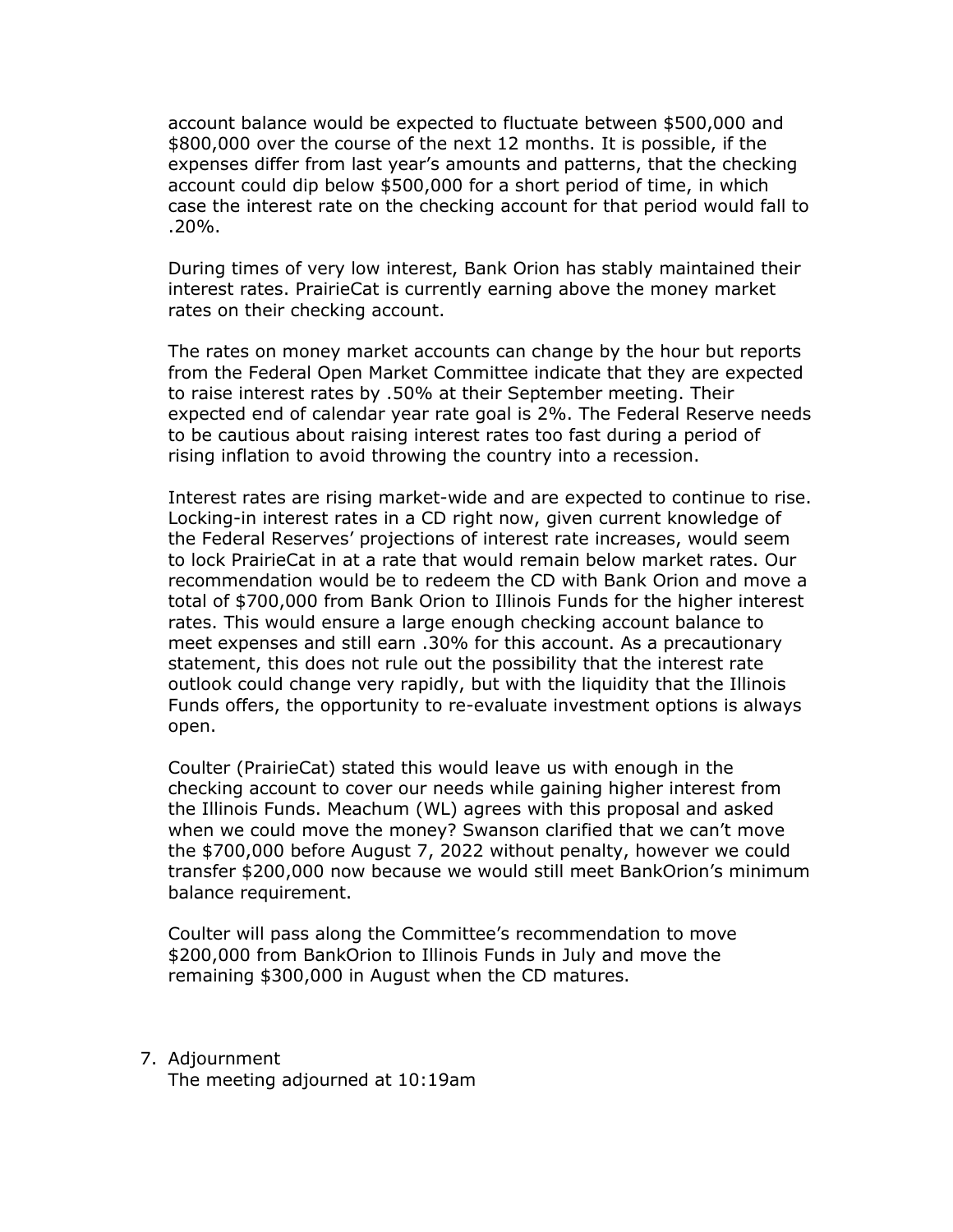account balance would be expected to fluctuate between $500,000 and $800,000 over the course of the next 12 months. It is possible, if the expenses differ from last year's amounts and patterns, that the checking account could dip below $500,000 for a short period of time, in which case the interest rate on the checking account for that period would fall to .20%.

During times of very low interest, Bank Orion has stably maintained their interest rates. PrairieCat is currently earning above the money market rates on their checking account.

The rates on money market accounts can change by the hour but reports from the Federal Open Market Committee indicate that they are expected to raise interest rates by .50% at their September meeting. Their expected end of calendar year rate goal is 2%. The Federal Reserve needs to be cautious about raising interest rates too fast during a period of rising inflation to avoid throwing the country into a recession.

Interest rates are rising market-wide and are expected to continue to rise. Locking-in interest rates in a CD right now, given current knowledge of the Federal Reserves' projections of interest rate increases, would seem to lock PrairieCat in at a rate that would remain below market rates. Our recommendation would be to redeem the CD with Bank Orion and move a total of $700,000 from Bank Orion to Illinois Funds for the higher interest rates. This would ensure a large enough checking account balance to meet expenses and still earn .30% for this account. As a precautionary statement, this does not rule out the possibility that the interest rate outlook could change very rapidly, but with the liquidity that the Illinois Funds offers, the opportunity to re-evaluate investment options is always open.

Coulter (PrairieCat) stated this would leave us with enough in the checking account to cover our needs while gaining higher interest from the Illinois Funds. Meachum (WL) agrees with this proposal and asked when we could move the money? Swanson clarified that we can't move the $700,000 before August 7, 2022 without penalty, however we could transfer $200,000 now because we would still meet BankOrion's minimum balance requirement.

Coulter will pass along the Committee's recommendation to move $200,000 from BankOrion to Illinois Funds in July and move the remaining $300,000 in August when the CD matures.

7. Adjournment
   The meeting adjourned at 10:19am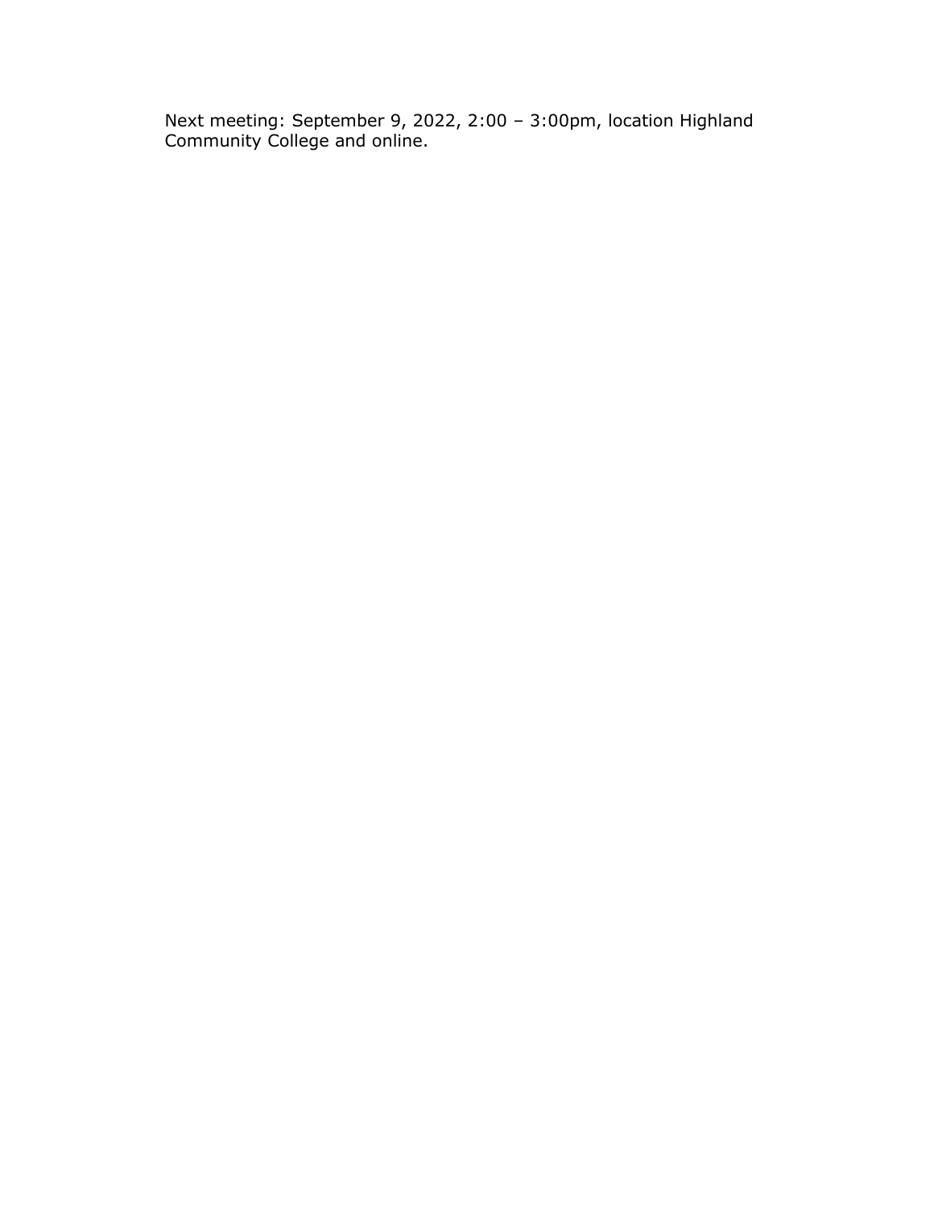Next meeting: September 9, 2022, 2:00 – 3:00pm, location Highland Community College and online.